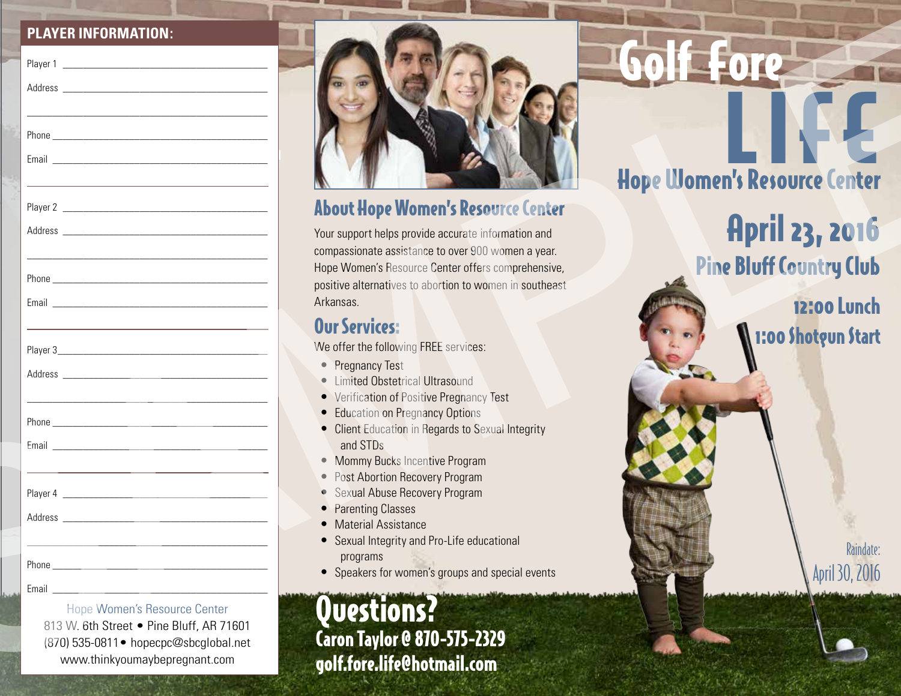## PLAYER INFORMATION:

Player 1 ______________________________

Address ______________________________

______________________________

Phone ______________________________

Email ______________________________

Player 2 ______________________________

Address ______________________________

______________________________

Phone ______________________________

Email ______________________________

Player 3 ______________________________

Address ______________________________

______________________________

Phone ______________________________

Email ______________________________

Player 4 ______________________________

Address ______________________________

______________________________

Phone ______________________________

Email ______________________________

Hope Women's Resource Center
813 W. 6th Street • Pine Bluff, AR 71601
(870) 535-0811 • hopecpc@sbcglobal.net
www.thinkyoumaybepregnant.com

## About Hope Women's Resource Center

Your support helps provide accurate information and compassionate assistance to over 900 women a year. Hope Women's Resource Center offers comprehensive, positive alternatives to abortion to women in southeast Arkansas.

## Our Services:

We offer the following FREE services:

- Pregnancy Test
- Limited Obstetrical Ultrasound
- Verification of Positive Pregnancy Test
- Education on Pregnancy Options
- Client Education in Regards to Sexual Integrity and STDs
- Mommy Bucks Incentive Program
- Post Abortion Recovery Program
- Sexual Abuse Recovery Program
- Parenting Classes
- Material Assistance
- Sexual Integrity and Pro-Life educational programs
- Speakers for women's groups and special events

## Questions?

**Caron Taylor @ 870-575-2329**
**golf.fore.life@hotmail.com**

# Golf Fore LIFE

## Hope Women's Resource Center

## April 23, 2016

### Pine Bluff Country Club

**12:00 Lunch**
**1:00 Shotgun Start**

Raindate:
April 30, 2016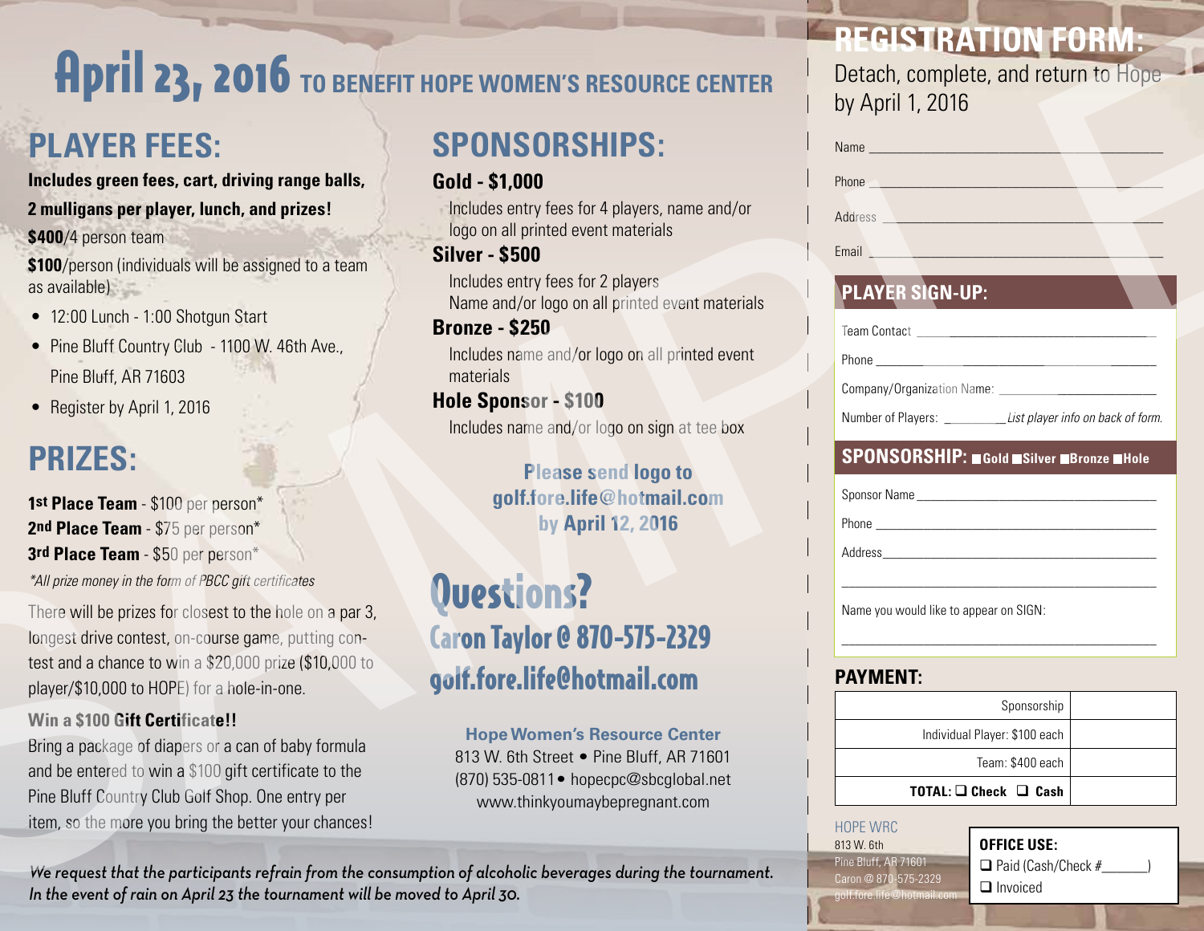# April 23, 2016 TO BENEFIT HOPE WOMEN'S RESOURCE CENTER

## PLAYER FEES:

**Includes green fees, cart, driving range balls, 2 mulligans per player, lunch, and prizes!**

**$400**/4 person team

**$100**/person (individuals will be assigned to a team as available)

- 12:00 Lunch - 1:00 Shotgun Start
- Pine Bluff Country Club - 1100 W. 46th Ave., Pine Bluff, AR 71603
- Register by April 1, 2016

## PRIZES:

**1st Place Team** - $100 per person*
**2nd Place Team** - $75 per person*
**3rd Place Team** - $50 per person*

*\*All prize money in the form of PBCC gift certificates*

There will be prizes for closest to the hole on a par 3, longest drive contest, on-course game, putting contest and a chance to win a $20,000 prize ($10,000 to player/$10,000 to HOPE) for a hole-in-one.

**Win a $100 Gift Certificate!!**

Bring a package of diapers or a can of baby formula and be entered to win a $100 gift certificate to the Pine Bluff Country Club Golf Shop. One entry per item, so the more you bring the better your chances!

## SPONSORSHIPS:

**Gold - $1,000**
Includes entry fees for 4 players, name and/or logo on all printed event materials

**Silver - $500**
Includes entry fees for 2 players
Name and/or logo on all printed event materials

**Bronze - $250**
Includes name and/or logo on all printed event materials

**Hole Sponsor - $100**
Includes name and/or logo on sign at tee box

**Please send logo to golf.fore.life@hotmail.com by April 12, 2016**

## Questions?

**Caron Taylor @ 870-575-2329**
**golf.fore.life@hotmail.com**

**Hope Women's Resource Center**
813 W. 6th Street • Pine Bluff, AR 71601
(870) 535-0811 • hopecpc@sbcglobal.net
www.thinkyoumaybepregnant.com

*We request that the participants refrain from the consumption of alcoholic beverages during the tournament.*
*In the event of rain on April 23 the tournament will be moved to April 30.*

# REGISTRATION FORM:

Detach, complete, and return to Hope by April 1, 2016

Name ____________________
Phone ____________________
Address ____________________
Email ____________________

## PLAYER SIGN-UP:

Team Contact ____________________
Phone ____________________
Company/Organization Name: ____________________
Number of Players: ________ *List player info on back of form.*

## SPONSORSHIP: ■Gold ■Silver ■Bronze ■Hole

Sponsor Name ____________________
Phone ____________________
Address ____________________
____________________
Name you would like to appear on SIGN:
____________________

## PAYMENT:

| | |
|---|---|
| Sponsorship | |
| Individual Player: $100 each | |
| Team: $400 each | |
| **TOTAL: ❑ Check ❑ Cash** | |

HOPE WRC
813 W. 6th
Pine Bluff, AR 71601
Caron @ 870-575-2329
golf.fore.life@hotmail.com

**OFFICE USE:**
❑ Paid (Cash/Check #______)
❑ Invoiced